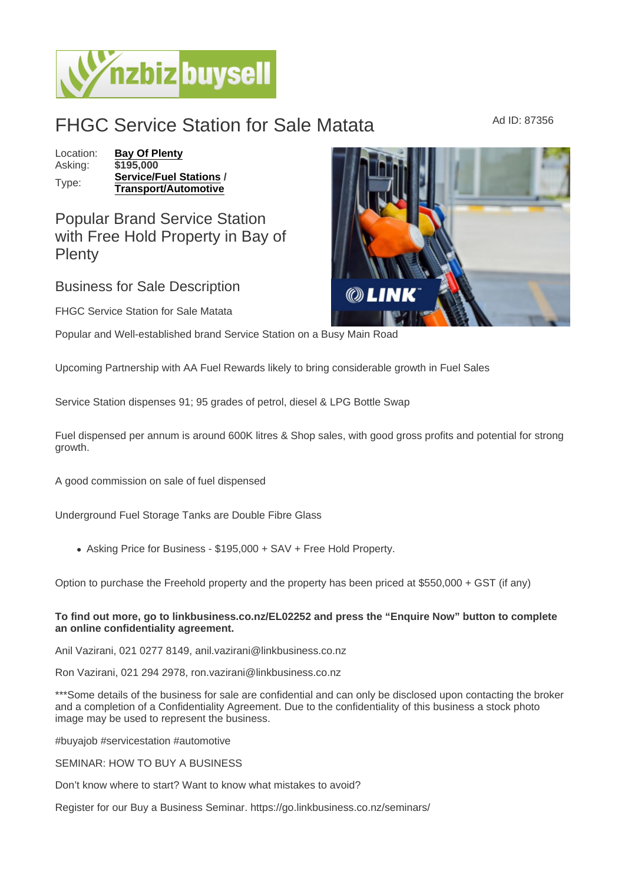# FHGC Service Station for Sale Matata

Ad ID: 87356

| | |
|---|---|
| Location: | **Bay Of Plenty** |
| Asking: | **$195,000** |
| Type: | **Service/Fuel Stations** / **Transport/Automotive** |

## Popular Brand Service Station with Free Hold Property in Bay of Plenty

### Business for Sale Description

FHGC Service Station for Sale Matata

Popular and Well-established brand Service Station on a Busy Main Road

Upcoming Partnership with AA Fuel Rewards likely to bring considerable growth in Fuel Sales

Service Station dispenses 91; 95 grades of petrol, diesel & LPG Bottle Swap

Fuel dispensed per annum is around 600K litres & Shop sales, with good gross profits and potential for strong growth.

A good commission on sale of fuel dispensed

Underground Fuel Storage Tanks are Double Fibre Glass

- Asking Price for Business - $195,000 + SAV + Free Hold Property.

Option to purchase the Freehold property and the property has been priced at $550,000 + GST (if any)

**To find out more, go to linkbusiness.co.nz/EL02252 and press the "Enquire Now" button to complete an online confidentiality agreement.**

Anil Vazirani, 021 0277 8149, anil.vazirani@linkbusiness.co.nz

Ron Vazirani, 021 294 2978, ron.vazirani@linkbusiness.co.nz

***Some details of the business for sale are confidential and can only be disclosed upon contacting the broker and a completion of a Confidentiality Agreement. Due to the confidentiality of this business a stock photo image may be used to represent the business.

#buyajob #servicestation #automotive

SEMINAR: HOW TO BUY A BUSINESS

Don't know where to start? Want to know what mistakes to avoid?

Register for our Buy a Business Seminar. https://go.linkbusiness.co.nz/seminars/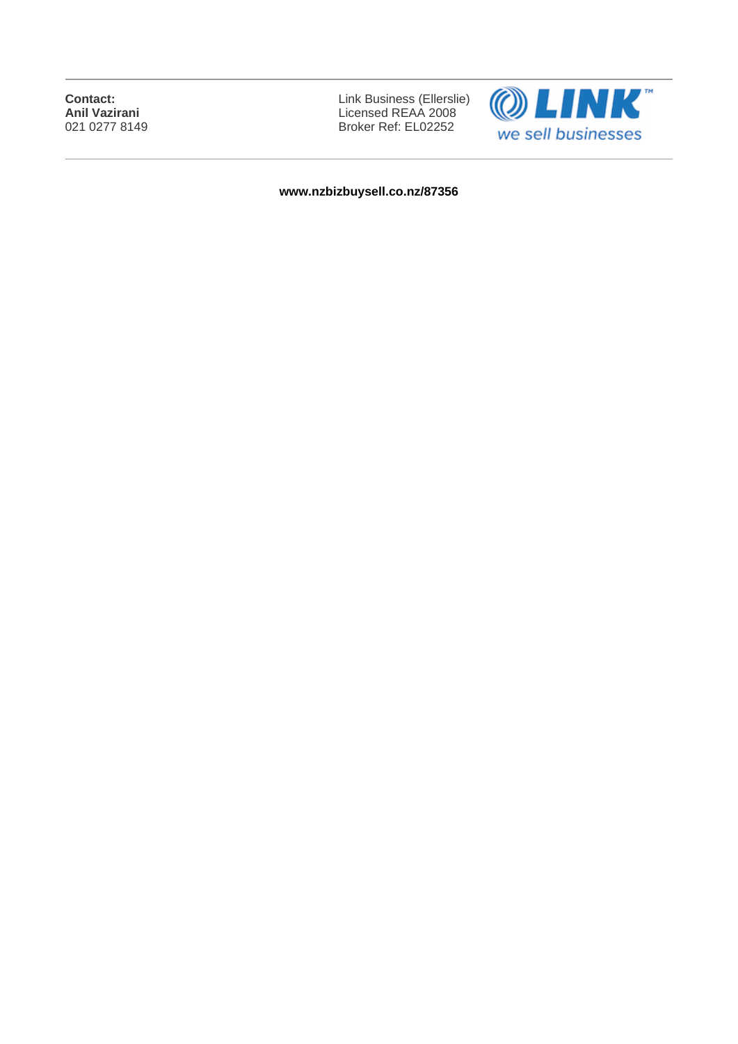**Contact:**
**Anil Vazirani**
021 0277 8149

Link Business (Ellerslie)
Licensed REAA 2008
Broker Ref: EL02252

LINK™
we sell businesses

**www.nzbizbuysell.co.nz/87356**